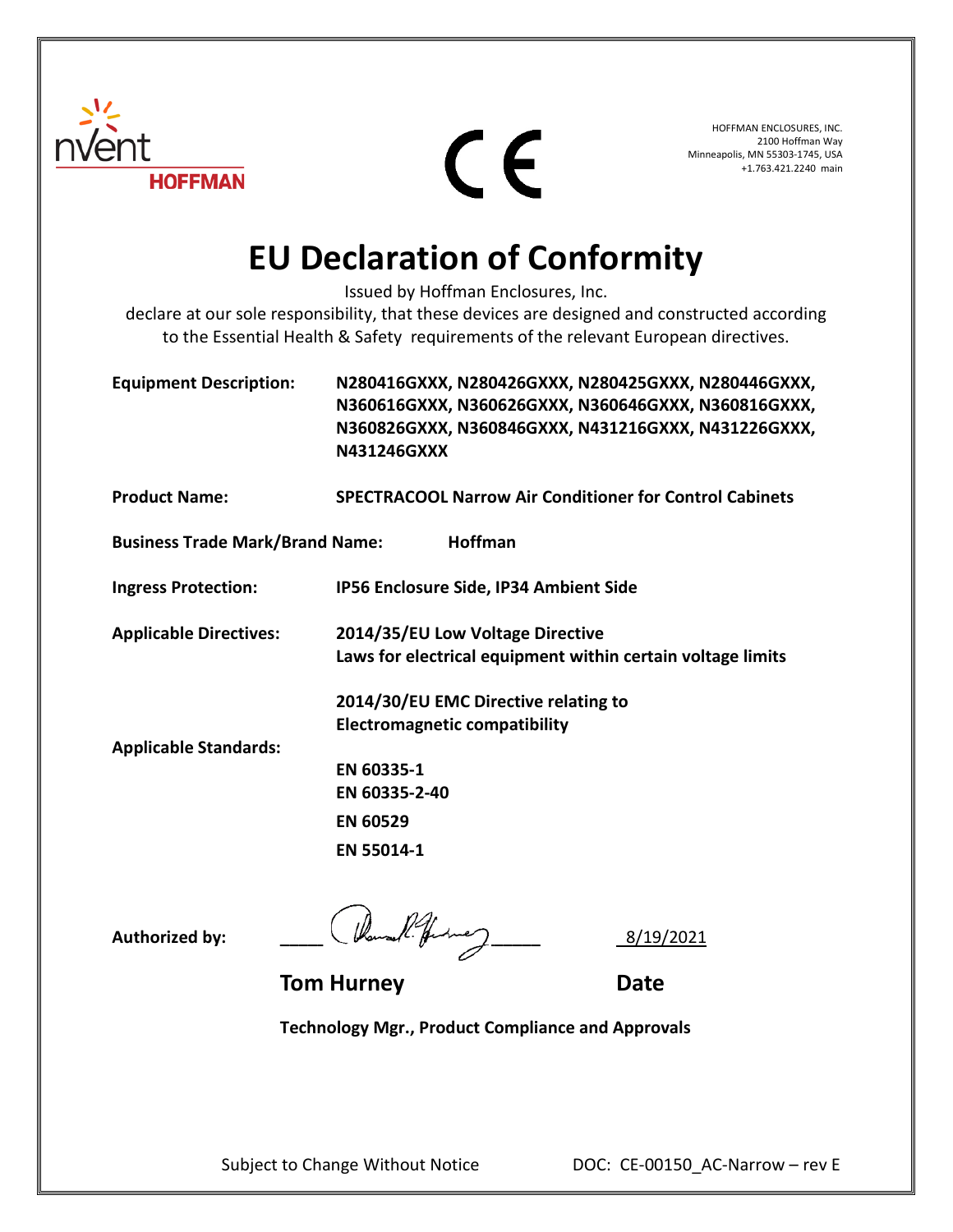nVent HOFFMAN

CE

HOFFMAN ENCLOSURES, INC.
2100 Hoffman Way
Minneapolis, MN 55303-1745, USA
+1.763.421.2240 main

# EU Declaration of Conformity

Issued by Hoffman Enclosures, Inc.
declare at our sole responsibility, that these devices are designed and constructed according to the Essential Health & Safety requirements of the relevant European directives.

**Equipment Description:** **N280416GXXX, N280426GXXX, N280425GXXX, N280446GXXX, N360616GXXX, N360626GXXX, N360646GXXX, N360816GXXX, N360826GXXX, N360846GXXX, N431216GXXX, N431226GXXX, N431246GXXX**

**Product Name:** **SPECTRACOOL Narrow Air Conditioner for Control Cabinets**

**Business Trade Mark/Brand Name:** **Hoffman**

**Ingress Protection:** **IP56 Enclosure Side, IP34 Ambient Side**

**Applicable Directives:** **2014/35/EU Low Voltage Directive**
**Laws for electrical equipment within certain voltage limits**

**2014/30/EU EMC Directive relating to**
**Electromagnetic compatibility**

**Applicable Standards:**

**EN 60335-1**
**EN 60335-2-40**
**EN 60529**
**EN 55014-1**

**Authorized by:** ____________ 8/19/2021

**Tom Hurney** **Date**

**Technology Mgr., Product Compliance and Approvals**

Subject to Change Without Notice DOC: CE-00150_AC-Narrow – rev E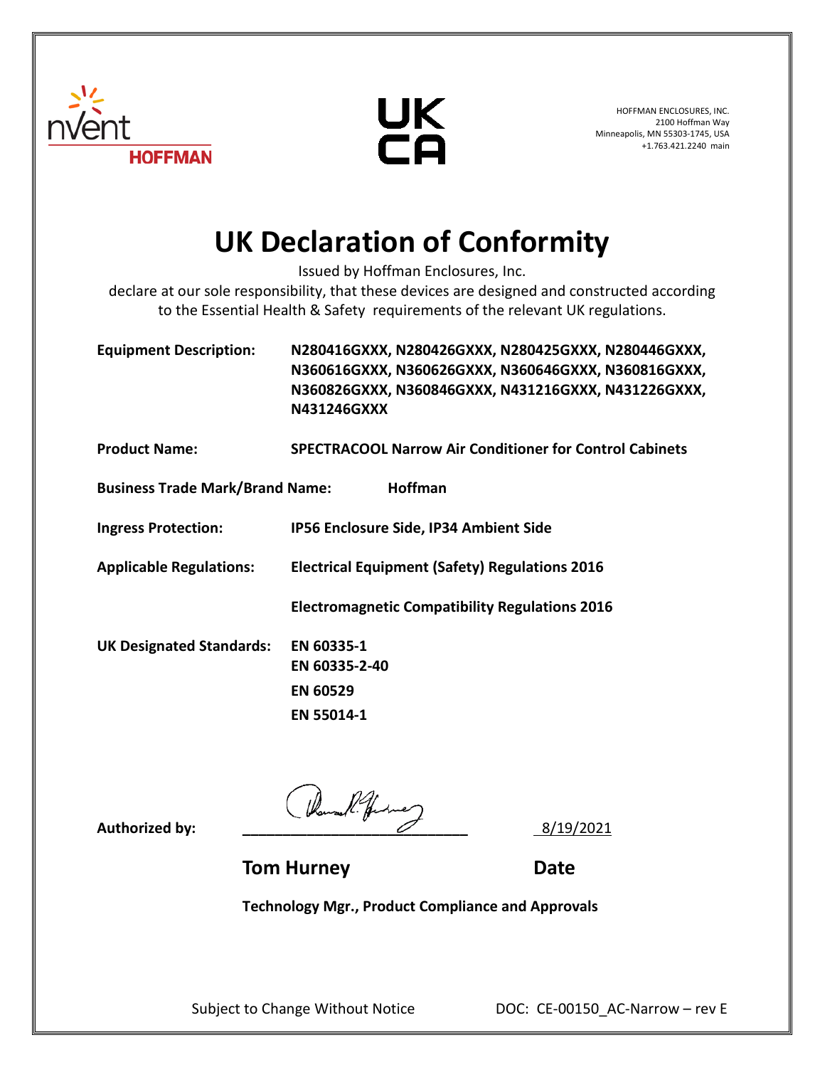nVent HOFFMAN

UK CA

HOFFMAN ENCLOSURES, INC.
2100 Hoffman Way
Minneapolis, MN 55303-1745, USA
+1.763.421.2240 main

# UK Declaration of Conformity

Issued by Hoffman Enclosures, Inc.
declare at our sole responsibility, that these devices are designed and constructed according to the Essential Health & Safety requirements of the relevant UK regulations.

**Equipment Description:** **N280416GXXX, N280426GXXX, N280425GXXX, N280446GXXX, N360616GXXX, N360626GXXX, N360646GXXX, N360816GXXX, N360826GXXX, N360846GXXX, N431216GXXX, N431226GXXX, N431246GXXX**

**Product Name:** **SPECTRACOOL Narrow Air Conditioner for Control Cabinets**

**Business Trade Mark/Brand Name:** **Hoffman**

**Ingress Protection:** **IP56 Enclosure Side, IP34 Ambient Side**

**Applicable Regulations:** **Electrical Equipment (Safety) Regulations 2016**

**Electromagnetic Compatibility Regulations 2016**

**UK Designated Standards:** **EN 60335-1**
**EN 60335-2-40**
**EN 60529**
**EN 55014-1**

**Authorized by:** ____________________________ 8/19/2021

**Tom Hurney** **Date**

**Technology Mgr., Product Compliance and Approvals**

Subject to Change Without Notice DOC: CE-00150_AC-Narrow – rev E